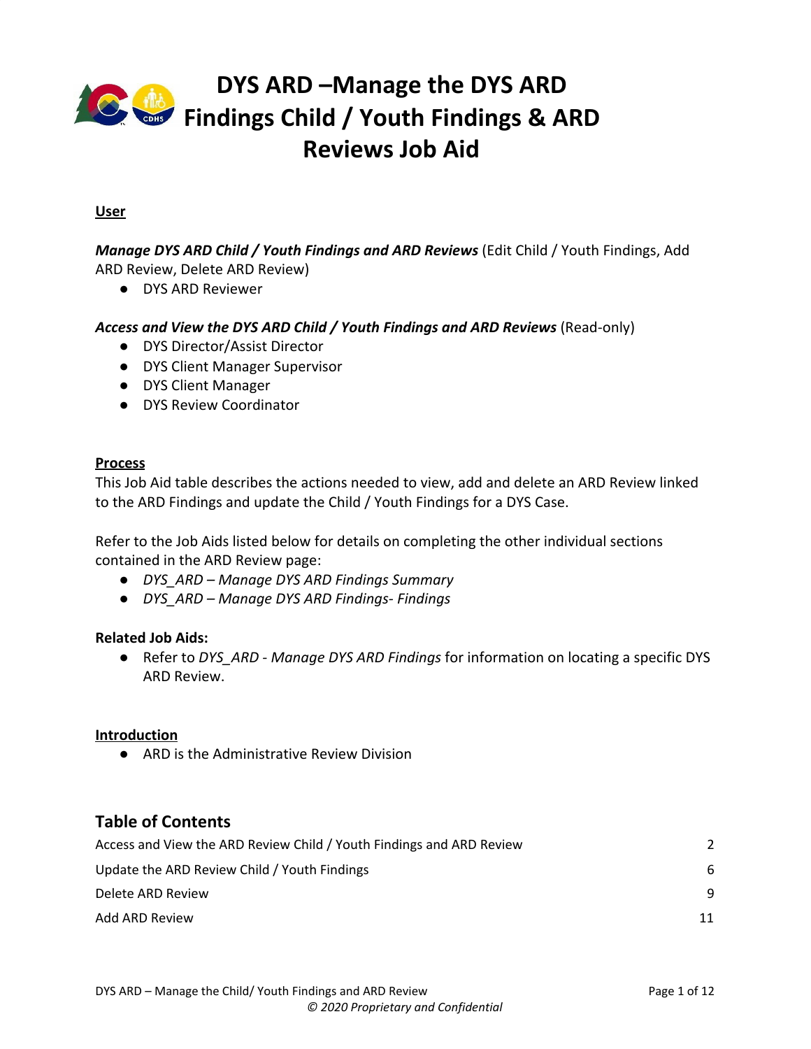# DYS ARD –Manage the DYS ARD Findings Child / Youth Findings & ARD Reviews Job Aid

**User**

***Manage DYS ARD Child / Youth Findings and ARD Reviews*** (Edit Child / Youth Findings, Add ARD Review, Delete ARD Review)

- DYS ARD Reviewer

***Access and View the DYS ARD Child / Youth Findings and ARD Reviews*** (Read-only)

- DYS Director/Assist Director
- DYS Client Manager Supervisor
- DYS Client Manager
- DYS Review Coordinator

**Process**

This Job Aid table describes the actions needed to view, add and delete an ARD Review linked to the ARD Findings and update the Child / Youth Findings for a DYS Case.

Refer to the Job Aids listed below for details on completing the other individual sections contained in the ARD Review page:

- *DYS_ARD – Manage DYS ARD Findings Summary*
- *DYS_ARD – Manage DYS ARD Findings- Findings*

**Related Job Aids:**

- Refer to *DYS_ARD - Manage DYS ARD Findings* for information on locating a specific DYS ARD Review.

**Introduction**

- ARD is the Administrative Review Division

## Table of Contents

| | |
|---|---|
| Access and View the ARD Review Child / Youth Findings and ARD Review | 2 |
| Update the ARD Review Child / Youth Findings | 6 |
| Delete ARD Review | 9 |
| Add ARD Review | 11 |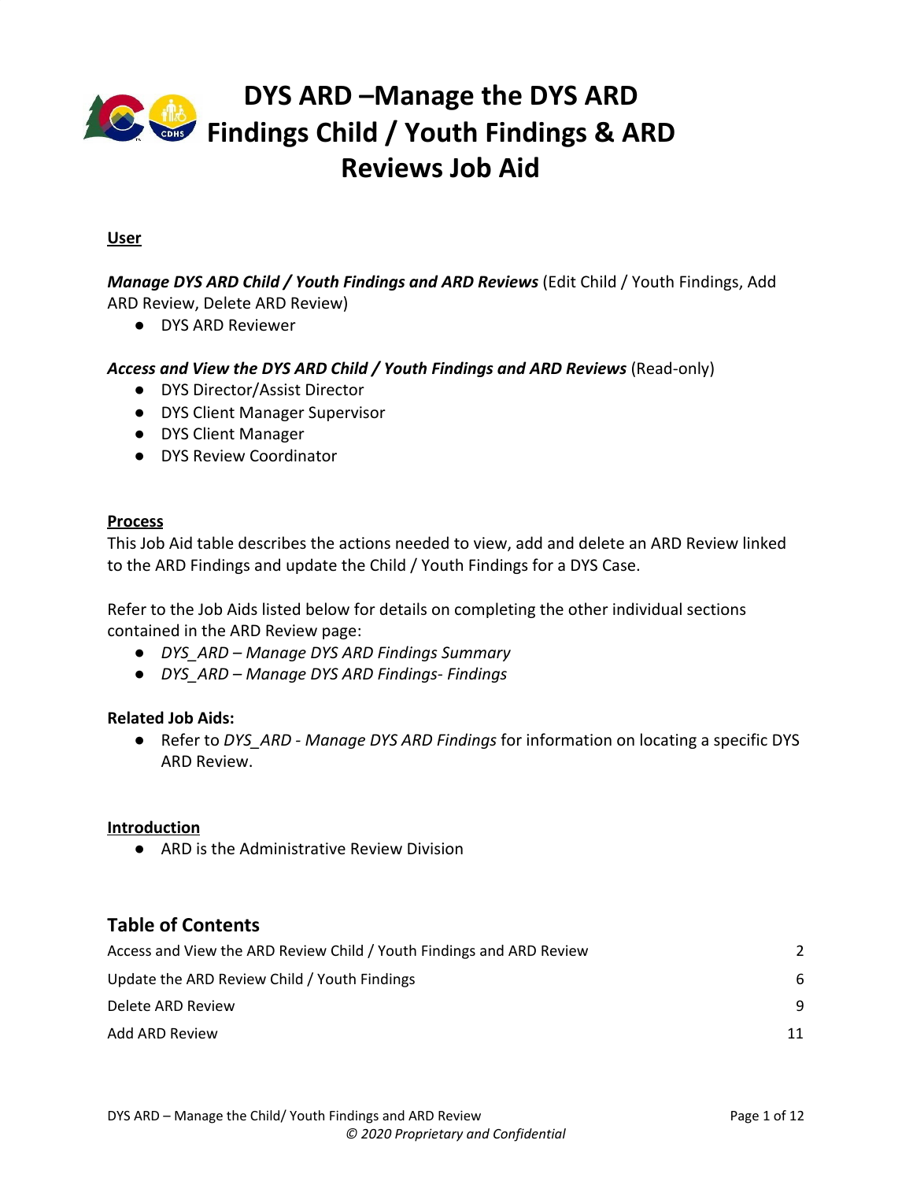# DYS ARD –Manage the DYS ARD Findings Child / Youth Findings & ARD Reviews Job Aid

**User**

***Manage DYS ARD Child / Youth Findings and ARD Reviews*** (Edit Child / Youth Findings, Add ARD Review, Delete ARD Review)

- DYS ARD Reviewer

***Access and View the DYS ARD Child / Youth Findings and ARD Reviews*** (Read-only)

- DYS Director/Assist Director
- DYS Client Manager Supervisor
- DYS Client Manager
- DYS Review Coordinator

**Process**

This Job Aid table describes the actions needed to view, add and delete an ARD Review linked to the ARD Findings and update the Child / Youth Findings for a DYS Case.

Refer to the Job Aids listed below for details on completing the other individual sections contained in the ARD Review page:

- *DYS_ARD – Manage DYS ARD Findings Summary*
- *DYS_ARD – Manage DYS ARD Findings- Findings*

**Related Job Aids:**

- Refer to *DYS_ARD - Manage DYS ARD Findings* for information on locating a specific DYS ARD Review.

**Introduction**

- ARD is the Administrative Review Division

## Table of Contents

| | |
|---|---|
| Access and View the ARD Review Child / Youth Findings and ARD Review | 2 |
| Update the ARD Review Child / Youth Findings | 6 |
| Delete ARD Review | 9 |
| Add ARD Review | 11 |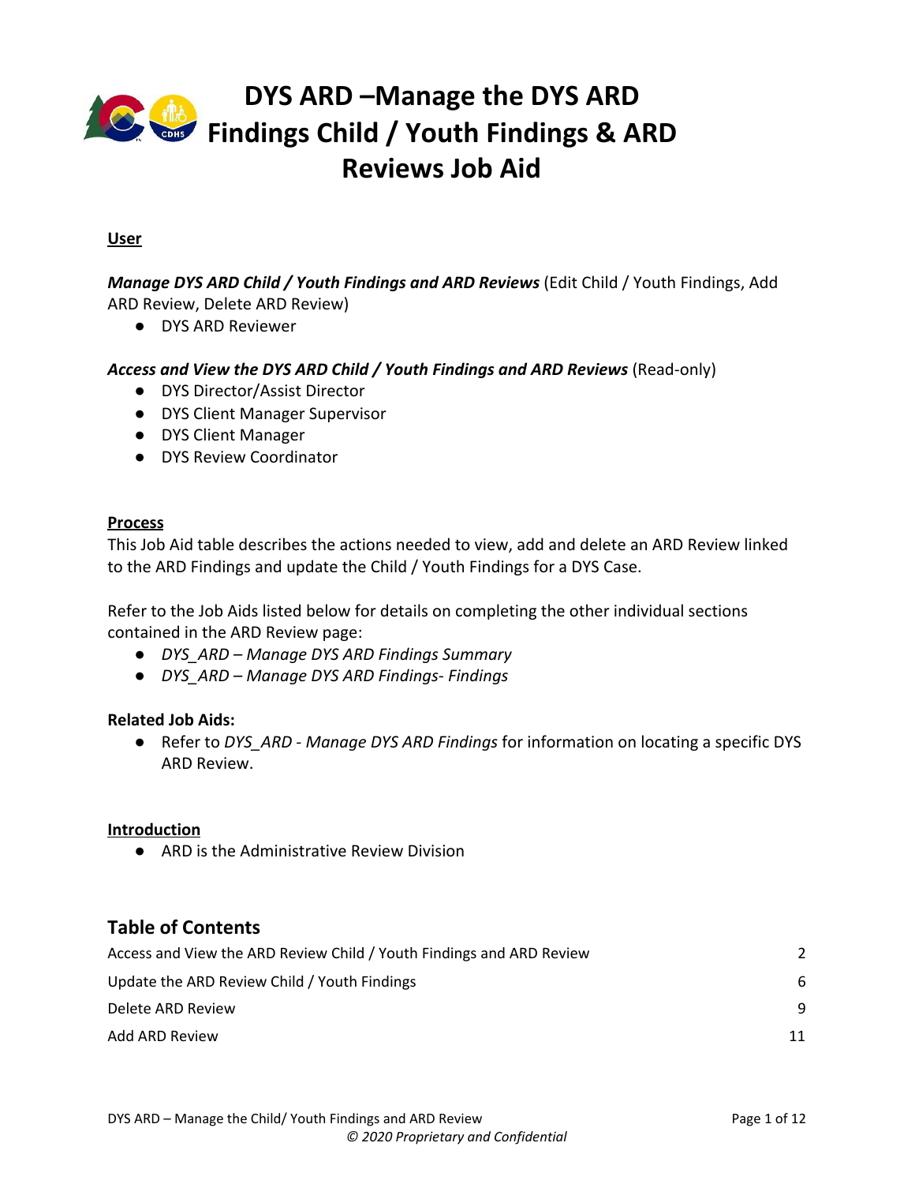# DYS ARD –Manage the DYS ARD Findings Child / Youth Findings & ARD Reviews Job Aid

**User**

***Manage DYS ARD Child / Youth Findings and ARD Reviews*** (Edit Child / Youth Findings, Add ARD Review, Delete ARD Review)

- DYS ARD Reviewer

***Access and View the DYS ARD Child / Youth Findings and ARD Reviews*** (Read-only)

- DYS Director/Assist Director
- DYS Client Manager Supervisor
- DYS Client Manager
- DYS Review Coordinator

**Process**

This Job Aid table describes the actions needed to view, add and delete an ARD Review linked to the ARD Findings and update the Child / Youth Findings for a DYS Case.

Refer to the Job Aids listed below for details on completing the other individual sections contained in the ARD Review page:

- *DYS_ARD – Manage DYS ARD Findings Summary*
- *DYS_ARD – Manage DYS ARD Findings- Findings*

**Related Job Aids:**

- Refer to *DYS_ARD - Manage DYS ARD Findings* for information on locating a specific DYS ARD Review.

**Introduction**

- ARD is the Administrative Review Division

## Table of Contents

| | |
|---|---|
| Access and View the ARD Review Child / Youth Findings and ARD Review | 2 |
| Update the ARD Review Child / Youth Findings | 6 |
| Delete ARD Review | 9 |
| Add ARD Review | 11 |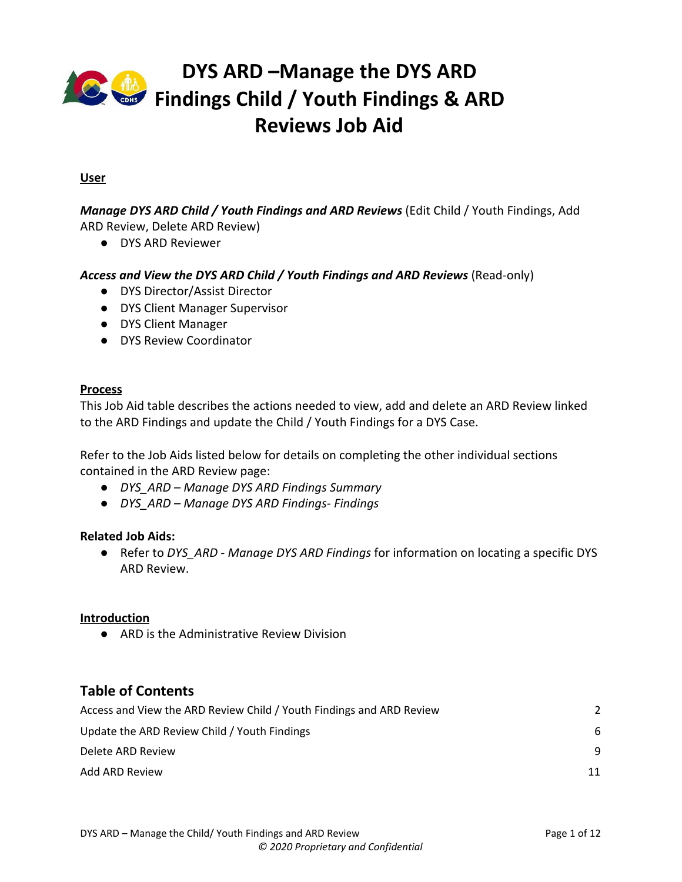# DYS ARD –Manage the DYS ARD Findings Child / Youth Findings & ARD Reviews Job Aid

**User**

***Manage DYS ARD Child / Youth Findings and ARD Reviews*** (Edit Child / Youth Findings, Add ARD Review, Delete ARD Review)

- DYS ARD Reviewer

***Access and View the DYS ARD Child / Youth Findings and ARD Reviews*** (Read-only)

- DYS Director/Assist Director
- DYS Client Manager Supervisor
- DYS Client Manager
- DYS Review Coordinator

**Process**

This Job Aid table describes the actions needed to view, add and delete an ARD Review linked to the ARD Findings and update the Child / Youth Findings for a DYS Case.

Refer to the Job Aids listed below for details on completing the other individual sections contained in the ARD Review page:

- *DYS_ARD – Manage DYS ARD Findings Summary*
- *DYS_ARD – Manage DYS ARD Findings- Findings*

**Related Job Aids:**

- Refer to *DYS_ARD - Manage DYS ARD Findings* for information on locating a specific DYS ARD Review.

**Introduction**

- ARD is the Administrative Review Division

## Table of Contents

| | |
|---|---|
| Access and View the ARD Review Child / Youth Findings and ARD Review | 2 |
| Update the ARD Review Child / Youth Findings | 6 |
| Delete ARD Review | 9 |
| Add ARD Review | 11 |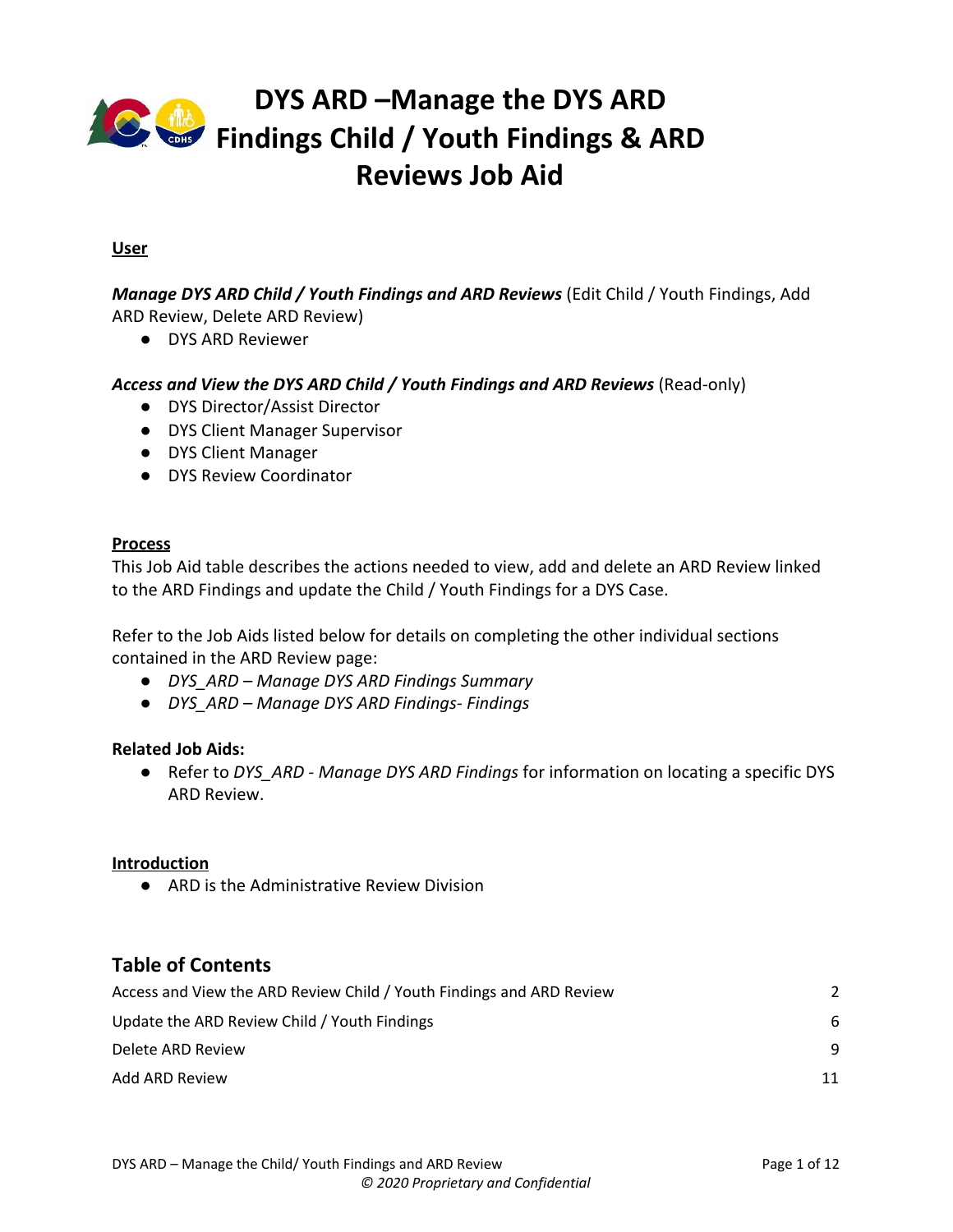# DYS ARD –Manage the DYS ARD Findings Child / Youth Findings & ARD Reviews Job Aid

**User**

***Manage DYS ARD Child / Youth Findings and ARD Reviews*** (Edit Child / Youth Findings, Add ARD Review, Delete ARD Review)

- DYS ARD Reviewer

***Access and View the DYS ARD Child / Youth Findings and ARD Reviews*** (Read-only)

- DYS Director/Assist Director
- DYS Client Manager Supervisor
- DYS Client Manager
- DYS Review Coordinator

**Process**

This Job Aid table describes the actions needed to view, add and delete an ARD Review linked to the ARD Findings and update the Child / Youth Findings for a DYS Case.

Refer to the Job Aids listed below for details on completing the other individual sections contained in the ARD Review page:

- *DYS_ARD – Manage DYS ARD Findings Summary*
- *DYS_ARD – Manage DYS ARD Findings- Findings*

**Related Job Aids:**

- Refer to *DYS_ARD - Manage DYS ARD Findings* for information on locating a specific DYS ARD Review.

**Introduction**

- ARD is the Administrative Review Division

## Table of Contents

| | |
|---|---|
| Access and View the ARD Review Child / Youth Findings and ARD Review | 2 |
| Update the ARD Review Child / Youth Findings | 6 |
| Delete ARD Review | 9 |
| Add ARD Review | 11 |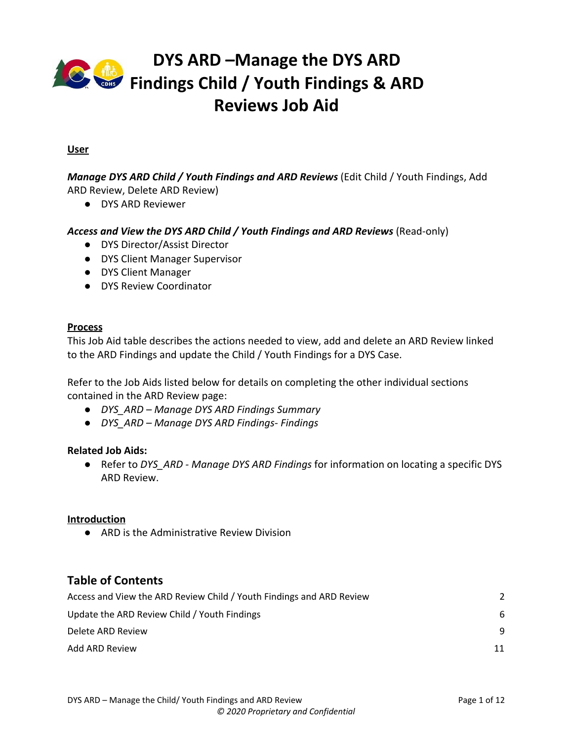# DYS ARD –Manage the DYS ARD Findings Child / Youth Findings & ARD Reviews Job Aid

**User**

***Manage DYS ARD Child / Youth Findings and ARD Reviews*** (Edit Child / Youth Findings, Add ARD Review, Delete ARD Review)

- DYS ARD Reviewer

***Access and View the DYS ARD Child / Youth Findings and ARD Reviews*** (Read-only)

- DYS Director/Assist Director
- DYS Client Manager Supervisor
- DYS Client Manager
- DYS Review Coordinator

**Process**

This Job Aid table describes the actions needed to view, add and delete an ARD Review linked to the ARD Findings and update the Child / Youth Findings for a DYS Case.

Refer to the Job Aids listed below for details on completing the other individual sections contained in the ARD Review page:

- *DYS_ARD – Manage DYS ARD Findings Summary*
- *DYS_ARD – Manage DYS ARD Findings- Findings*

**Related Job Aids:**

- Refer to *DYS_ARD - Manage DYS ARD Findings* for information on locating a specific DYS ARD Review.

**Introduction**

- ARD is the Administrative Review Division

## Table of Contents

| | |
|---|---|
| Access and View the ARD Review Child / Youth Findings and ARD Review | 2 |
| Update the ARD Review Child / Youth Findings | 6 |
| Delete ARD Review | 9 |
| Add ARD Review | 11 |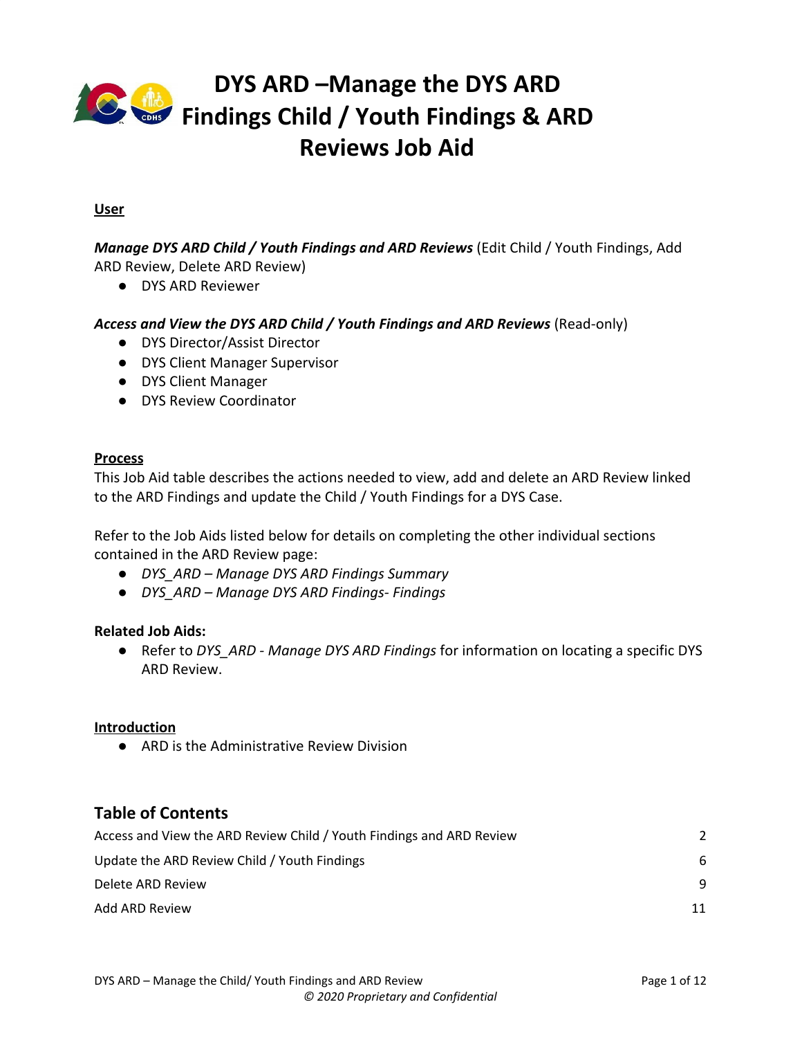# DYS ARD –Manage the DYS ARD Findings Child / Youth Findings & ARD Reviews Job Aid

**User**

***Manage DYS ARD Child / Youth Findings and ARD Reviews*** (Edit Child / Youth Findings, Add ARD Review, Delete ARD Review)

- DYS ARD Reviewer

***Access and View the DYS ARD Child / Youth Findings and ARD Reviews*** (Read-only)

- DYS Director/Assist Director
- DYS Client Manager Supervisor
- DYS Client Manager
- DYS Review Coordinator

**Process**

This Job Aid table describes the actions needed to view, add and delete an ARD Review linked to the ARD Findings and update the Child / Youth Findings for a DYS Case.

Refer to the Job Aids listed below for details on completing the other individual sections contained in the ARD Review page:

- *DYS_ARD – Manage DYS ARD Findings Summary*
- *DYS_ARD – Manage DYS ARD Findings- Findings*

**Related Job Aids:**

- Refer to *DYS_ARD - Manage DYS ARD Findings* for information on locating a specific DYS ARD Review.

**Introduction**

- ARD is the Administrative Review Division

## Table of Contents

| | |
|---|---|
| Access and View the ARD Review Child / Youth Findings and ARD Review | 2 |
| Update the ARD Review Child / Youth Findings | 6 |
| Delete ARD Review | 9 |
| Add ARD Review | 11 |

*© 2020 Proprietary and Confidential*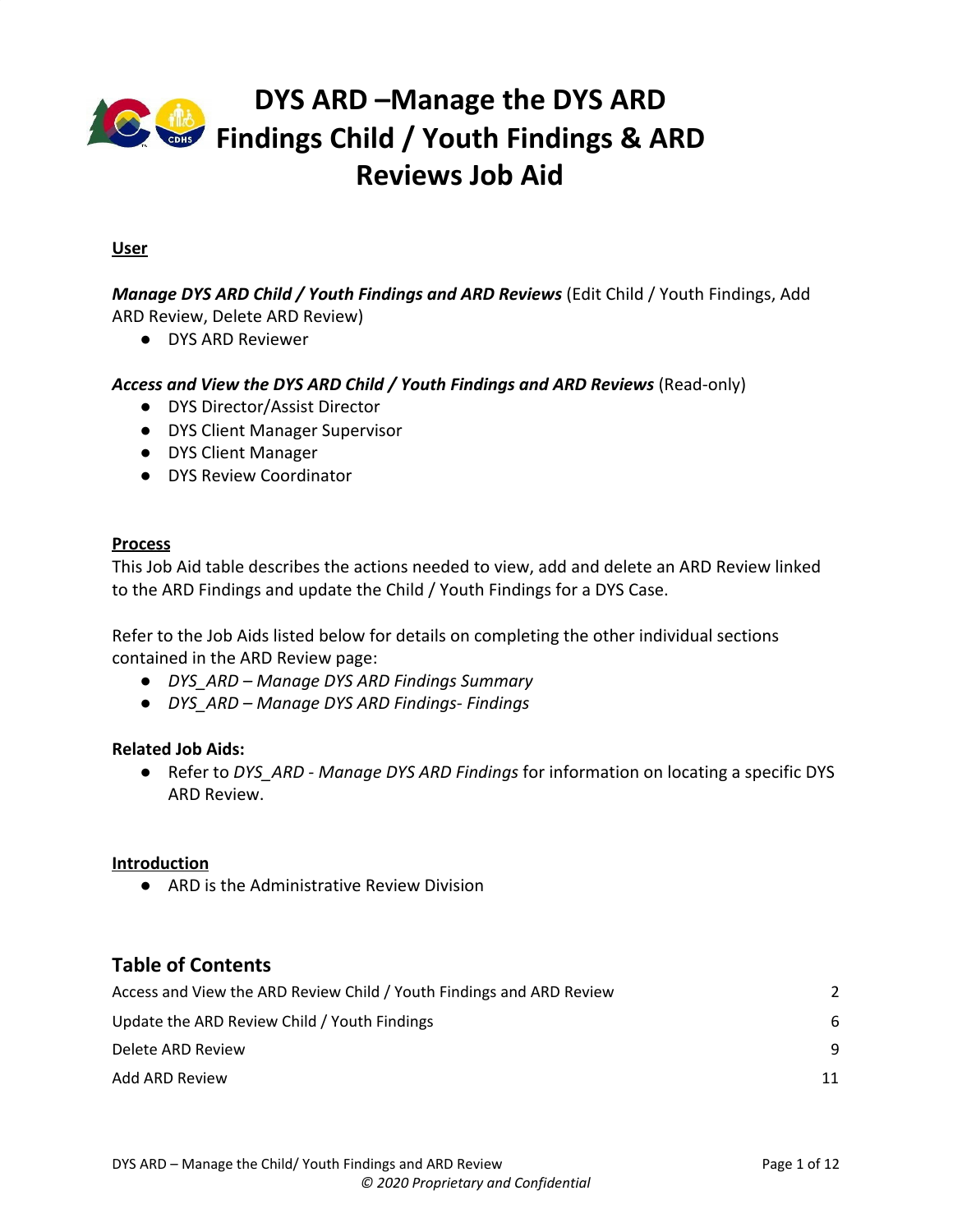# DYS ARD –Manage the DYS ARD Findings Child / Youth Findings & ARD Reviews Job Aid

**User**

***Manage DYS ARD Child / Youth Findings and ARD Reviews*** (Edit Child / Youth Findings, Add ARD Review, Delete ARD Review)

- DYS ARD Reviewer

***Access and View the DYS ARD Child / Youth Findings and ARD Reviews*** (Read-only)

- DYS Director/Assist Director
- DYS Client Manager Supervisor
- DYS Client Manager
- DYS Review Coordinator

**Process**

This Job Aid table describes the actions needed to view, add and delete an ARD Review linked to the ARD Findings and update the Child / Youth Findings for a DYS Case.

Refer to the Job Aids listed below for details on completing the other individual sections contained in the ARD Review page:

- *DYS_ARD – Manage DYS ARD Findings Summary*
- *DYS_ARD – Manage DYS ARD Findings- Findings*

**Related Job Aids:**

- Refer to *DYS_ARD - Manage DYS ARD Findings* for information on locating a specific DYS ARD Review.

**Introduction**

- ARD is the Administrative Review Division

## Table of Contents

| | |
|---|---|
| Access and View the ARD Review Child / Youth Findings and ARD Review | 2 |
| Update the ARD Review Child / Youth Findings | 6 |
| Delete ARD Review | 9 |
| Add ARD Review | 11 |

*© 2020 Proprietary and Confidential*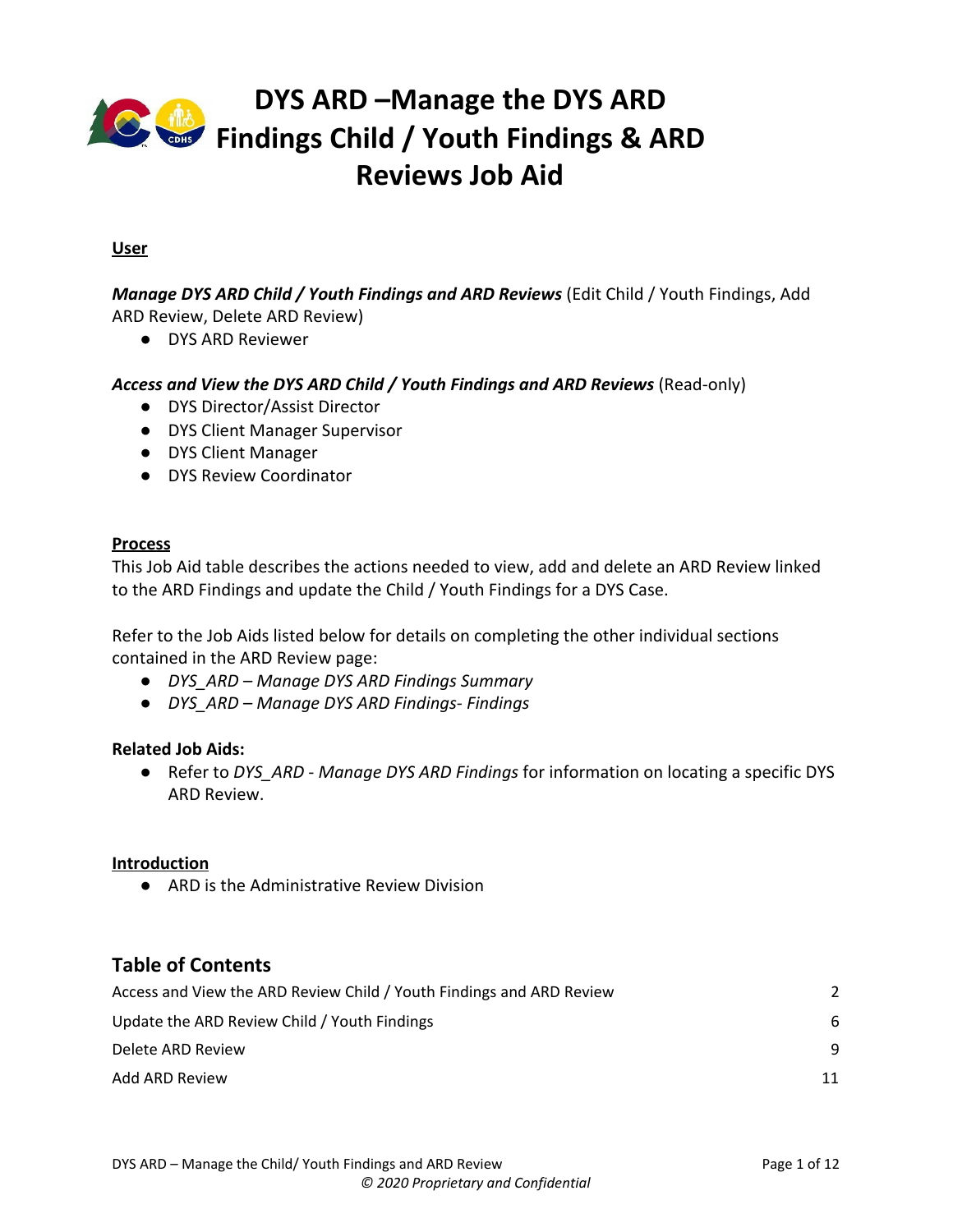# DYS ARD –Manage the DYS ARD Findings Child / Youth Findings & ARD Reviews Job Aid

**User**

***Manage DYS ARD Child / Youth Findings and ARD Reviews*** (Edit Child / Youth Findings, Add ARD Review, Delete ARD Review)

- DYS ARD Reviewer

***Access and View the DYS ARD Child / Youth Findings and ARD Reviews*** (Read-only)

- DYS Director/Assist Director
- DYS Client Manager Supervisor
- DYS Client Manager
- DYS Review Coordinator

**Process**

This Job Aid table describes the actions needed to view, add and delete an ARD Review linked to the ARD Findings and update the Child / Youth Findings for a DYS Case.

Refer to the Job Aids listed below for details on completing the other individual sections contained in the ARD Review page:

- *DYS_ARD – Manage DYS ARD Findings Summary*
- *DYS_ARD – Manage DYS ARD Findings- Findings*

**Related Job Aids:**

- Refer to *DYS_ARD - Manage DYS ARD Findings* for information on locating a specific DYS ARD Review.

**Introduction**

- ARD is the Administrative Review Division

## Table of Contents

| | |
|---|---|
| Access and View the ARD Review Child / Youth Findings and ARD Review | 2 |
| Update the ARD Review Child / Youth Findings | 6 |
| Delete ARD Review | 9 |
| Add ARD Review | 11 |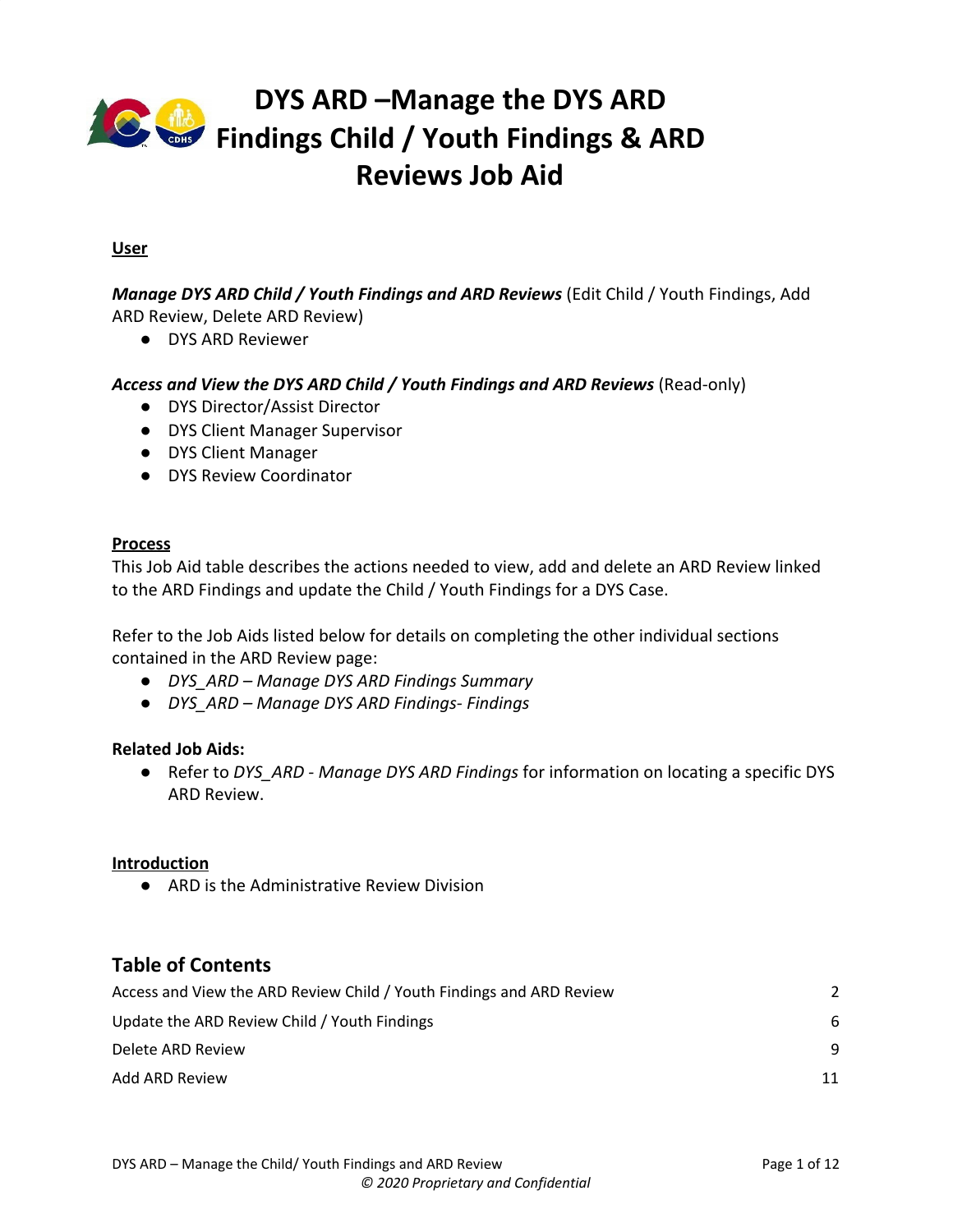# DYS ARD –Manage the DYS ARD Findings Child / Youth Findings & ARD Reviews Job Aid

**User**

***Manage DYS ARD Child / Youth Findings and ARD Reviews*** (Edit Child / Youth Findings, Add ARD Review, Delete ARD Review)

- DYS ARD Reviewer

***Access and View the DYS ARD Child / Youth Findings and ARD Reviews*** (Read-only)

- DYS Director/Assist Director
- DYS Client Manager Supervisor
- DYS Client Manager
- DYS Review Coordinator

**Process**

This Job Aid table describes the actions needed to view, add and delete an ARD Review linked to the ARD Findings and update the Child / Youth Findings for a DYS Case.

Refer to the Job Aids listed below for details on completing the other individual sections contained in the ARD Review page:

- *DYS_ARD – Manage DYS ARD Findings Summary*
- *DYS_ARD – Manage DYS ARD Findings- Findings*

**Related Job Aids:**

- Refer to *DYS_ARD - Manage DYS ARD Findings* for information on locating a specific DYS ARD Review.

**Introduction**

- ARD is the Administrative Review Division

## Table of Contents

| | |
|---|---|
| Access and View the ARD Review Child / Youth Findings and ARD Review | 2 |
| Update the ARD Review Child / Youth Findings | 6 |
| Delete ARD Review | 9 |
| Add ARD Review | 11 |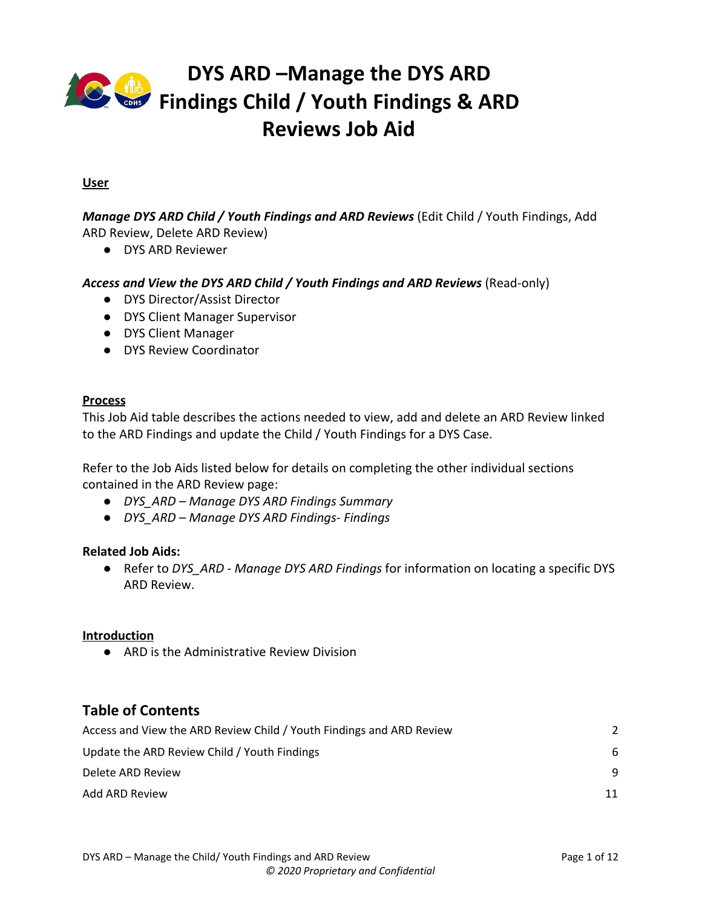# DYS ARD –Manage the DYS ARD Findings Child / Youth Findings & ARD Reviews Job Aid

**User**

***Manage DYS ARD Child / Youth Findings and ARD Reviews*** (Edit Child / Youth Findings, Add ARD Review, Delete ARD Review)

- DYS ARD Reviewer

***Access and View the DYS ARD Child / Youth Findings and ARD Reviews*** (Read-only)

- DYS Director/Assist Director
- DYS Client Manager Supervisor
- DYS Client Manager
- DYS Review Coordinator

**Process**

This Job Aid table describes the actions needed to view, add and delete an ARD Review linked to the ARD Findings and update the Child / Youth Findings for a DYS Case.

Refer to the Job Aids listed below for details on completing the other individual sections contained in the ARD Review page:

- *DYS_ARD – Manage DYS ARD Findings Summary*
- *DYS_ARD – Manage DYS ARD Findings- Findings*

**Related Job Aids:**

- Refer to *DYS_ARD - Manage DYS ARD Findings* for information on locating a specific DYS ARD Review.

**Introduction**

- ARD is the Administrative Review Division

## Table of Contents

| | |
|---|---|
| Access and View the ARD Review Child / Youth Findings and ARD Review | 2 |
| Update the ARD Review Child / Youth Findings | 6 |
| Delete ARD Review | 9 |
| Add ARD Review | 11 |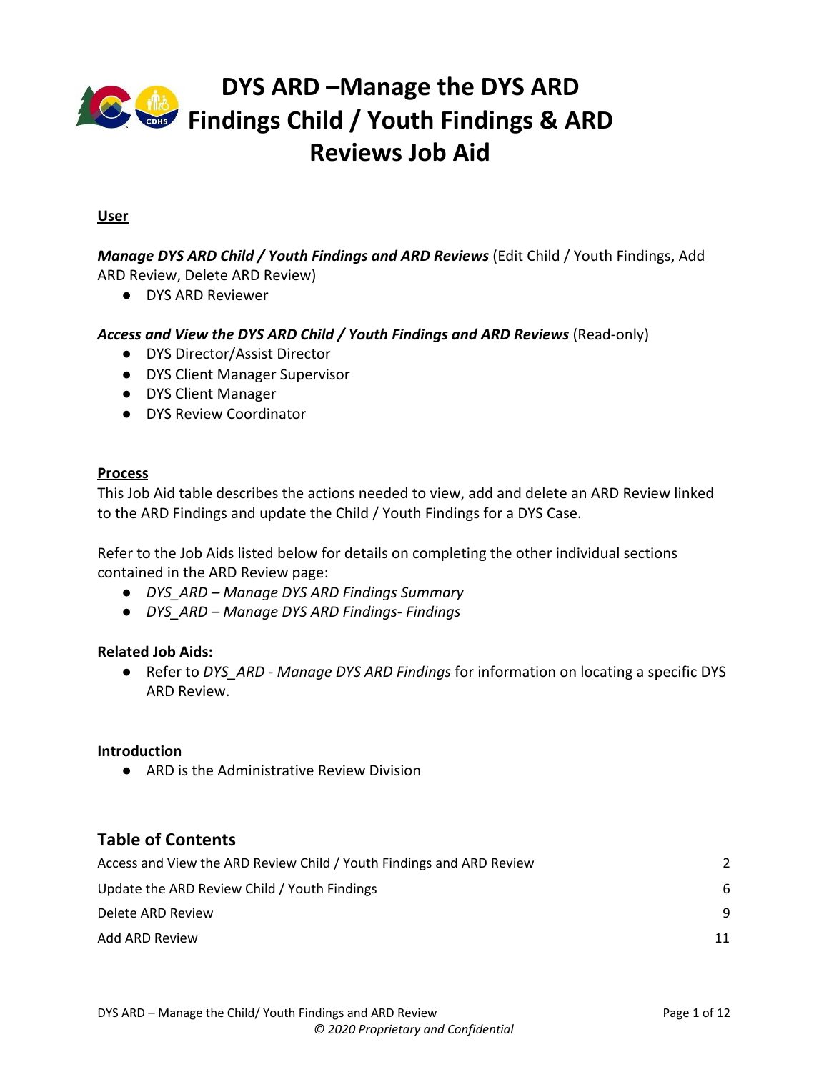# DYS ARD –Manage the DYS ARD Findings Child / Youth Findings & ARD Reviews Job Aid

**User**

***Manage DYS ARD Child / Youth Findings and ARD Reviews*** (Edit Child / Youth Findings, Add ARD Review, Delete ARD Review)

- DYS ARD Reviewer

***Access and View the DYS ARD Child / Youth Findings and ARD Reviews*** (Read-only)

- DYS Director/Assist Director
- DYS Client Manager Supervisor
- DYS Client Manager
- DYS Review Coordinator

**Process**

This Job Aid table describes the actions needed to view, add and delete an ARD Review linked to the ARD Findings and update the Child / Youth Findings for a DYS Case.

Refer to the Job Aids listed below for details on completing the other individual sections contained in the ARD Review page:

- *DYS_ARD – Manage DYS ARD Findings Summary*
- *DYS_ARD – Manage DYS ARD Findings- Findings*

**Related Job Aids:**

- Refer to *DYS_ARD - Manage DYS ARD Findings* for information on locating a specific DYS ARD Review.

**Introduction**

- ARD is the Administrative Review Division

## Table of Contents

| | |
|---|---|
| Access and View the ARD Review Child / Youth Findings and ARD Review | 2 |
| Update the ARD Review Child / Youth Findings | 6 |
| Delete ARD Review | 9 |
| Add ARD Review | 11 |

*© 2020 Proprietary and Confidential*